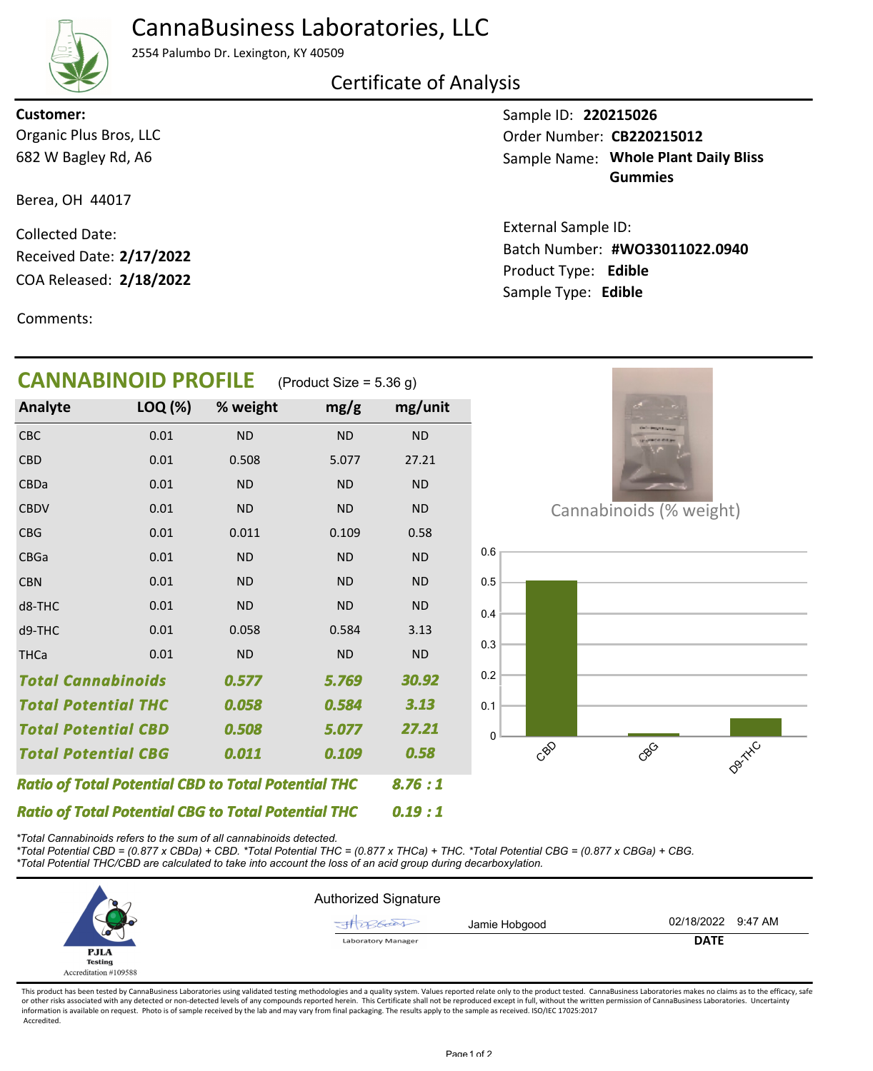# CannaBusiness Laboratories, LLC

2554 Palumbo Dr. Lexington, KY 40509

## Certificate of Analysis

**Customer:**
Organic Plus Bros, LLC
682 W Bagley Rd, A6

Berea, OH 44017

Collected Date:
Received Date: **2/17/2022**
COA Released: **2/18/2022**

Comments:

Sample ID: **220215026**
Order Number: **CB220215012**
Sample Name: **Whole Plant Daily Bliss Gummies**

External Sample ID:
Batch Number: **#WO33011022.0940**
Product Type: **Edible**
Sample Type: **Edible**

## CANNABINOID PROFILE (Product Size = 5.36 g)

| Analyte | LOQ (%) | % weight | mg/g | mg/unit |
|---|---|---|---|---|
| CBC | 0.01 | ND | ND | ND |
| CBD | 0.01 | 0.508 | 5.077 | 27.21 |
| CBDa | 0.01 | ND | ND | ND |
| CBDV | 0.01 | ND | ND | ND |
| CBG | 0.01 | 0.011 | 0.109 | 0.58 |
| CBGa | 0.01 | ND | ND | ND |
| CBN | 0.01 | ND | ND | ND |
| d8-THC | 0.01 | ND | ND | ND |
| d9-THC | 0.01 | 0.058 | 0.584 | 3.13 |
| THCa | 0.01 | ND | ND | ND |
| ***Total Cannabinoids*** | | ***0.577*** | ***5.769*** | ***30.92*** |
| ***Total Potential THC*** | | ***0.058*** | ***0.584*** | ***3.13*** |
| ***Total Potential CBD*** | | ***0.508*** | ***5.077*** | ***27.21*** |
| ***Total Potential CBG*** | | ***0.011*** | ***0.109*** | ***0.58*** |

***Ratio of Total Potential CBD to Total Potential THC*** ***8.76 : 1***

***Ratio of Total Potential CBG to Total Potential THC*** ***0.19 : 1***

Cannabinoids (% weight)

| Analyte | % weight |
|---|---|
| CBD | 0.508 |
| CBG | 0.011 |
| D9-THC | 0.058 |

*\*Total Cannabinoids refers to the sum of all cannabinoids detected.*
*\*Total Potential CBD = (0.877 x CBDa) + CBD. \*Total Potential THC = (0.877 x THCa) + THC. \*Total Potential CBG = (0.877 x CBGa) + CBG.*
*\*Total Potential THC/CBD are calculated to take into account the loss of an acid group during decarboxylation.*

PJLA Testing
Accreditation #109588

Authorized Signature

Jamie Hobgood — Laboratory Manager

02/18/2022 9:47 AM
**DATE**

This product has been tested by CannaBusiness Laboratories using validated testing methodologies and a quality system. Values reported relate only to the product tested. CannaBusiness Laboratories makes no claims as to the efficacy, safety or other risks associated with any detected or non-detected levels of any compounds reported herein. This Certificate shall not be reproduced except in full, without the written permission of CannaBusiness Laboratories. Uncertainty information is available on request. Photo is of sample received by the lab and may vary from final packaging. The results apply to the sample as received. ISO/IEC 17025:2017 Accredited.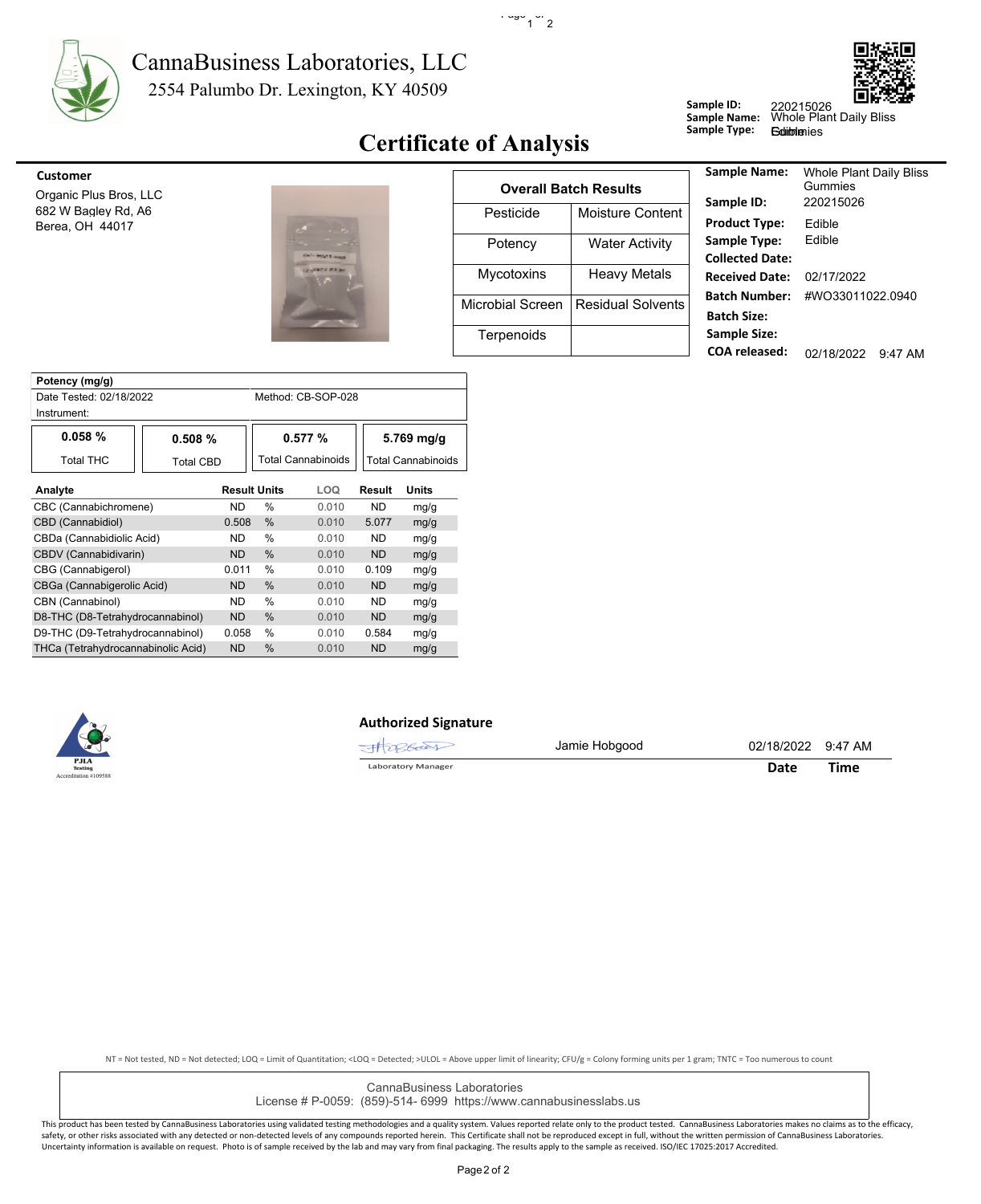# CannaBusiness Laboratories, LLC

2554 Palumbo Dr. Lexington, KY 40509

**Sample ID:** 220215026
**Sample Name:** Whole Plant Daily Bliss
**Sample Type:** Edibles

## Certificate of Analysis

**Customer**

Organic Plus Bros, LLC
682 W Bagley Rd, A6
Berea, OH 44017

| Overall Batch Results | |
|---|---|
| Pesticide | Moisture Content |
| Potency | Water Activity |
| Mycotoxins | Heavy Metals |
| Microbial Screen | Residual Solvents |
| Terpenoids | |

| | |
|---|---|
| **Sample Name:** | Whole Plant Daily Bliss Gummies |
| **Sample ID:** | 220215026 |
| **Product Type:** | Edible |
| **Sample Type:** | Edible |
| **Collected Date:** | |
| **Received Date:** | 02/17/2022 |
| **Batch Number:** | #WO33011022.0940 |
| **Batch Size:** | |
| **Sample Size:** | |
| **COA released:** | 02/18/2022 9:47 AM |

**Potency (mg/g)**

Date Tested: 02/18/2022 Method: CB-SOP-028
Instrument:

| 0.058 % | 0.508 % | 0.577 % | 5.769 mg/g |
|---|---|---|---|
| Total THC | Total CBD | Total Cannabinoids | Total Cannabinoids |

| Analyte | Result | Units | LOQ | Result | Units |
|---|---|---|---|---|---|
| CBC (Cannabichromene) | ND | % | 0.010 | ND | mg/g |
| CBD (Cannabidiol) | 0.508 | % | 0.010 | 5.077 | mg/g |
| CBDa (Cannabidiolic Acid) | ND | % | 0.010 | ND | mg/g |
| CBDV (Cannabidivarin) | ND | % | 0.010 | ND | mg/g |
| CBG (Cannabigerol) | 0.011 | % | 0.010 | 0.109 | mg/g |
| CBGa (Cannabigerolic Acid) | ND | % | 0.010 | ND | mg/g |
| CBN (Cannabinol) | ND | % | 0.010 | ND | mg/g |
| D8-THC (D8-Tetrahydrocannabinol) | ND | % | 0.010 | ND | mg/g |
| D9-THC (D9-Tetrahydrocannabinol) | 0.058 | % | 0.010 | 0.584 | mg/g |
| THCa (Tetrahydrocannabinolic Acid) | ND | % | 0.010 | ND | mg/g |

PJLA Testing
Accreditation #109588

**Authorized Signature**

| | | Date | Time |
|---|---|---|---|
| Laboratory Manager | Jamie Hobgood | 02/18/2022 | 9:47 AM |

NT = Not tested, ND = Not detected; LOQ = Limit of Quantitation; <LOQ = Detected; >ULOL = Above upper limit of linearity; CFU/g = Colony forming units per 1 gram; TNTC = Too numerous to count

CannaBusiness Laboratories
License # P-0059: (859)-514- 6999 https://www.cannabusinesslabs.us

This product has been tested by CannaBusiness Laboratories using validated testing methodologies and a quality system. Values reported relate only to the product tested. CannaBusiness Laboratories makes no claims as to the efficacy, safety, or other risks associated with any detected or non-detected levels of any compounds reported herein. This Certificate shall not be reproduced except in full, without the written permission of CannaBusiness Laboratories. Uncertainty information is available on request. Photo is of sample received by the lab and may vary from final packaging. The results apply to the sample as received. ISO/IEC 17025:2017 Accredited.